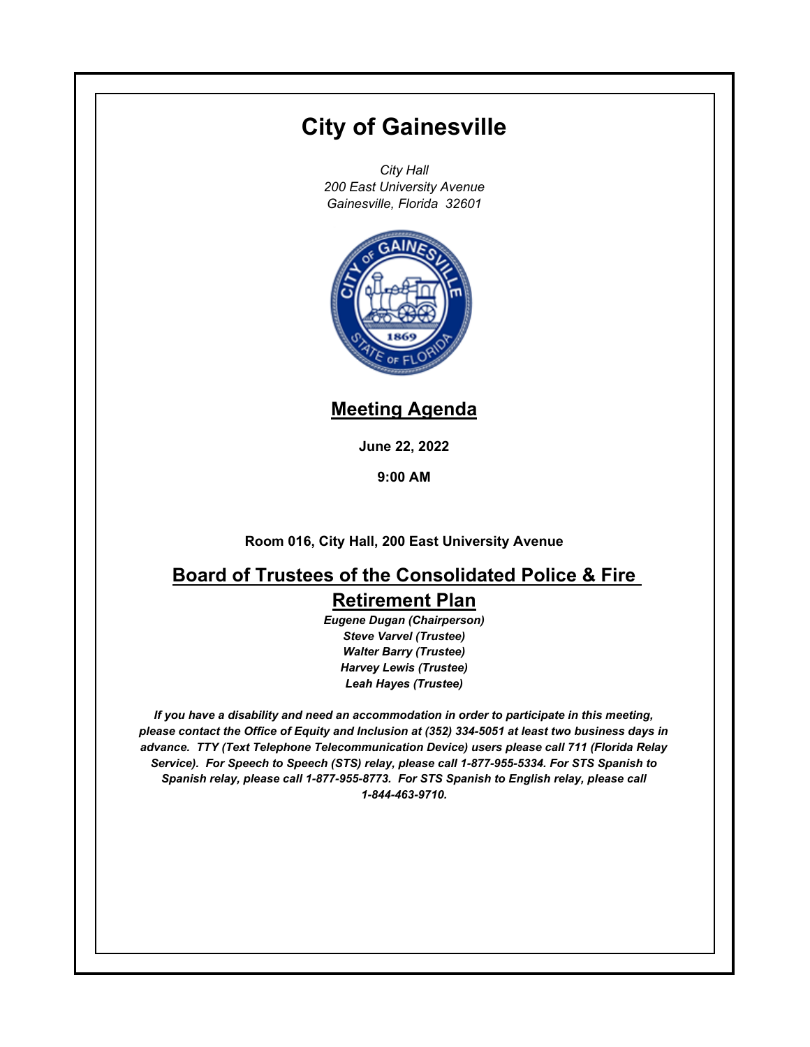# City of Gainesville

*City Hall*
*200 East University Avenue*
*Gainesville, Florida 32601*

## Meeting Agenda

**June 22, 2022**

**9:00 AM**

**Room 016, City Hall, 200 East University Avenue**

## Board of Trustees of the Consolidated Police & Fire Retirement Plan

***Eugene Dugan (Chairperson)***
***Steve Varvel (Trustee)***
***Walter Barry (Trustee)***
***Harvey Lewis (Trustee)***
***Leah Hayes (Trustee)***

***If you have a disability and need an accommodation in order to participate in this meeting, please contact the Office of Equity and Inclusion at (352) 334-5051 at least two business days in advance. TTY (Text Telephone Telecommunication Device) users please call 711 (Florida Relay Service). For Speech to Speech (STS) relay, please call 1-877-955-5334. For STS Spanish to Spanish relay, please call 1-877-955-8773. For STS Spanish to English relay, please call 1-844-463-9710.***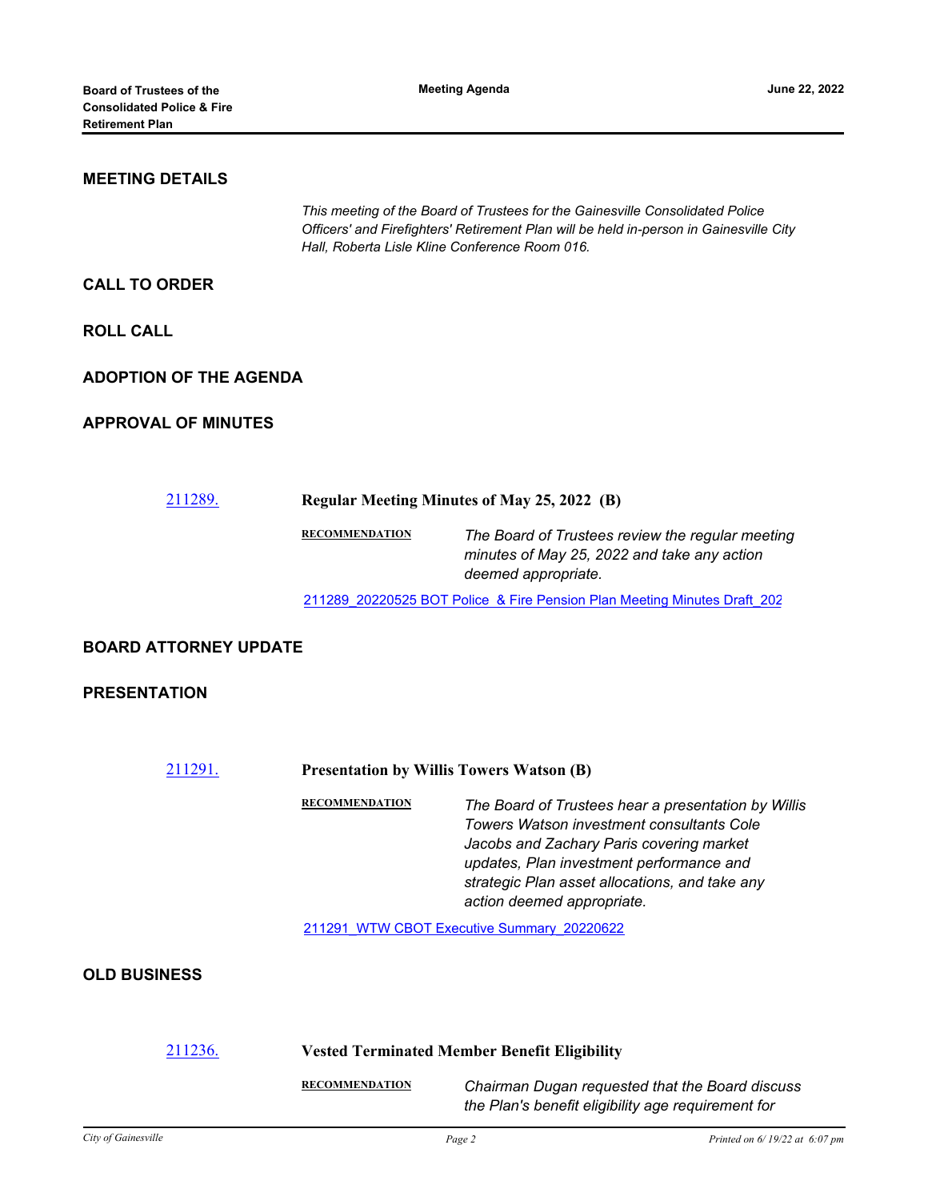## MEETING DETAILS

*This meeting of the Board of Trustees for the Gainesville Consolidated Police Officers' and Firefighters' Retirement Plan will be held in-person in Gainesville City Hall, Roberta Lisle Kline Conference Room 016.*

## CALL TO ORDER

## ROLL CALL

## ADOPTION OF THE AGENDA

## APPROVAL OF MINUTES

211289. **Regular Meeting Minutes of May 25, 2022 (B)**

**RECOMMENDATION** *The Board of Trustees review the regular meeting minutes of May 25, 2022 and take any action deemed appropriate.*

211289_20220525 BOT Police & Fire Pension Plan Meeting Minutes Draft_202

## BOARD ATTORNEY UPDATE

## PRESENTATION

211291. **Presentation by Willis Towers Watson (B)**

**RECOMMENDATION** *The Board of Trustees hear a presentation by Willis Towers Watson investment consultants Cole Jacobs and Zachary Paris covering market updates, Plan investment performance and strategic Plan asset allocations, and take any action deemed appropriate.*

211291_WTW CBOT Executive Summary_20220622

## OLD BUSINESS

211236. **Vested Terminated Member Benefit Eligibility**

**RECOMMENDATION** *Chairman Dugan requested that the Board discuss the Plan's benefit eligibility age requirement for*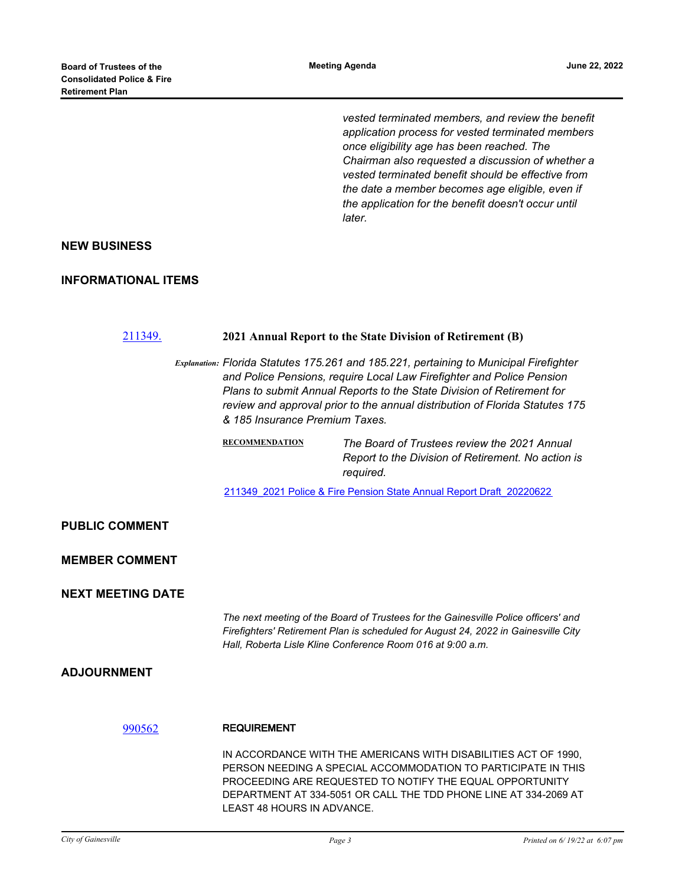*vested terminated members, and review the benefit application process for vested terminated members once eligibility age has been reached. The Chairman also requested a discussion of whether a vested terminated benefit should be effective from the date a member becomes age eligible, even if the application for the benefit doesn't occur until later.*

## NEW BUSINESS

## INFORMATIONAL ITEMS

[211349.](211349.) **2021 Annual Report to the State Division of Retirement (B)**

*Explanation: Florida Statutes 175.261 and 185.221, pertaining to Municipal Firefighter and Police Pensions, require Local Law Firefighter and Police Pension Plans to submit Annual Reports to the State Division of Retirement for review and approval prior to the annual distribution of Florida Statutes 175 & 185 Insurance Premium Taxes.*

**RECOMMENDATION** *The Board of Trustees review the 2021 Annual Report to the Division of Retirement. No action is required.*

211349_2021 Police & Fire Pension State Annual Report Draft_20220622

## PUBLIC COMMENT

## MEMBER COMMENT

## NEXT MEETING DATE

*The next meeting of the Board of Trustees for the Gainesville Police officers' and Firefighters' Retirement Plan is scheduled for August 24, 2022 in Gainesville City Hall, Roberta Lisle Kline Conference Room 016 at 9:00 a.m.*

## ADJOURNMENT

990562 **REQUIREMENT**

IN ACCORDANCE WITH THE AMERICANS WITH DISABILITIES ACT OF 1990, PERSON NEEDING A SPECIAL ACCOMMODATION TO PARTICIPATE IN THIS PROCEEDING ARE REQUESTED TO NOTIFY THE EQUAL OPPORTUNITY DEPARTMENT AT 334-5051 OR CALL THE TDD PHONE LINE AT 334-2069 AT LEAST 48 HOURS IN ADVANCE.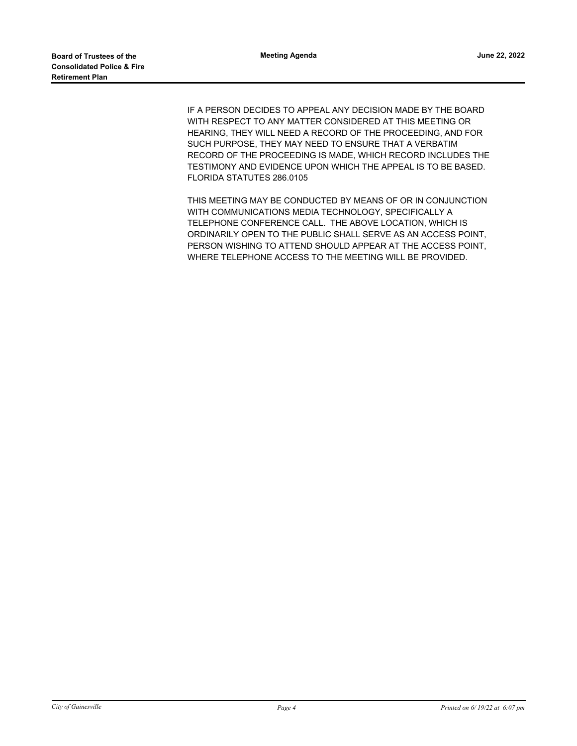IF A PERSON DECIDES TO APPEAL ANY DECISION MADE BY THE BOARD WITH RESPECT TO ANY MATTER CONSIDERED AT THIS MEETING OR HEARING, THEY WILL NEED A RECORD OF THE PROCEEDING, AND FOR SUCH PURPOSE, THEY MAY NEED TO ENSURE THAT A VERBATIM RECORD OF THE PROCEEDING IS MADE, WHICH RECORD INCLUDES THE TESTIMONY AND EVIDENCE UPON WHICH THE APPEAL IS TO BE BASED. FLORIDA STATUTES 286.0105

THIS MEETING MAY BE CONDUCTED BY MEANS OF OR IN CONJUNCTION WITH COMMUNICATIONS MEDIA TECHNOLOGY, SPECIFICALLY A TELEPHONE CONFERENCE CALL. THE ABOVE LOCATION, WHICH IS ORDINARILY OPEN TO THE PUBLIC SHALL SERVE AS AN ACCESS POINT, PERSON WISHING TO ATTEND SHOULD APPEAR AT THE ACCESS POINT, WHERE TELEPHONE ACCESS TO THE MEETING WILL BE PROVIDED.